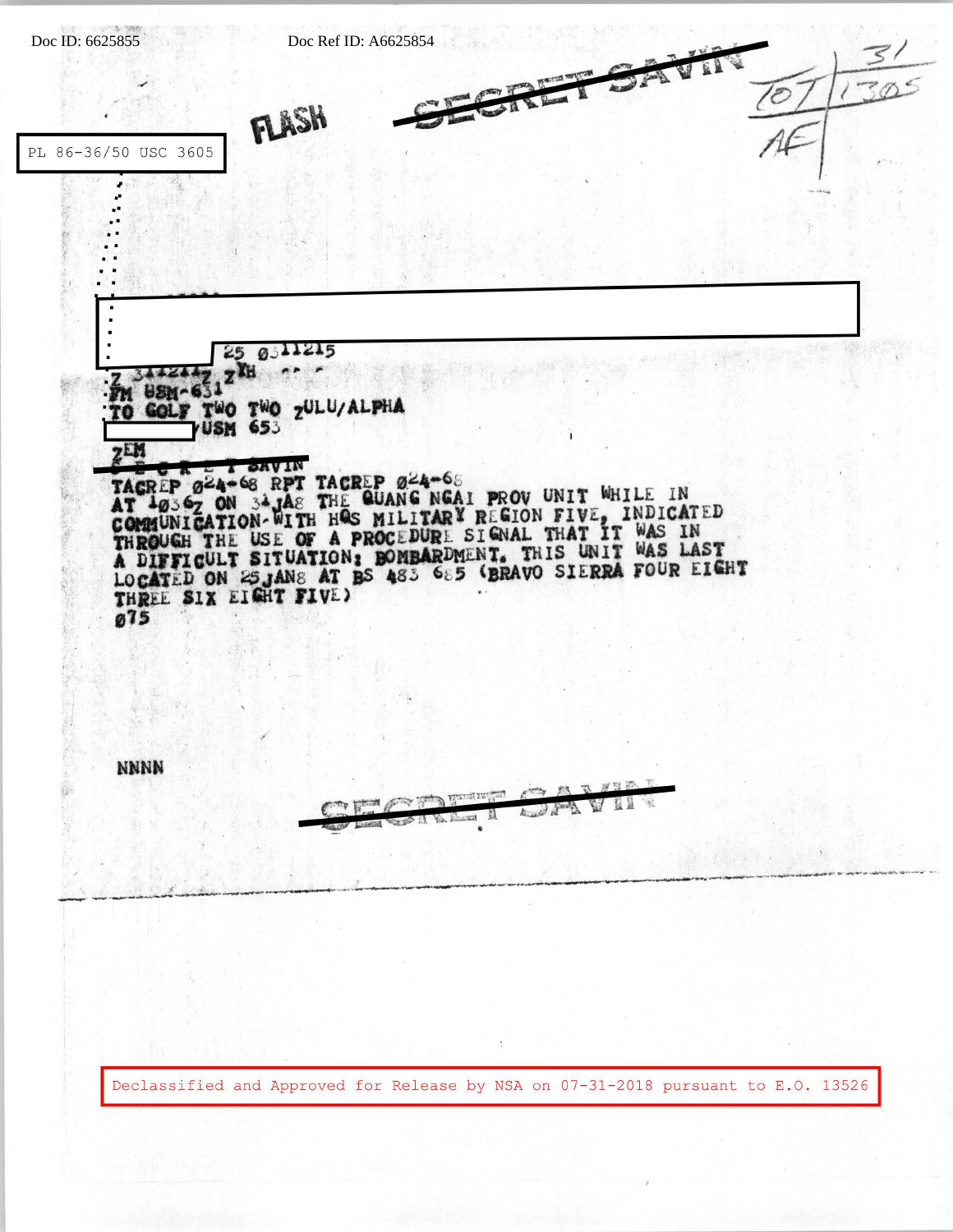Doc ID: 6625855 Doc Ref ID: A6625854

FLASH

SECRET SAVIN

31
TOT 1305
AF

PL 86-36/50 USC 3605

25 0311215

Z 311211Z ZYH

FM USM-631

TO GOLF TWO TWO ZULU/ALPHA

/USM 653

ZEM

S E C R E T SAVIN

TACREP 024-68 RPT TACREP 024-68

AT 1036Z ON 31JAN68 THE QUANG NGAI PROV UNIT WHILE IN COMMUNICATION WITH HQS MILITARY REGION FIVE, INDICATED THROUGH THE USE OF A PROCEDURE SIGNAL THAT IT WAS IN A DIFFICULT SITUATION: BOMBARDMENT. THIS UNIT WAS LAST LOCATED ON 25JAN68 AT BS 483 685 (BRAVO SIERRA FOUR EIGHT THREE SIX EIGHT FIVE)

075

NNNN

SECRET SAVIN

Declassified and Approved for Release by NSA on 07-31-2018 pursuant to E.O. 13526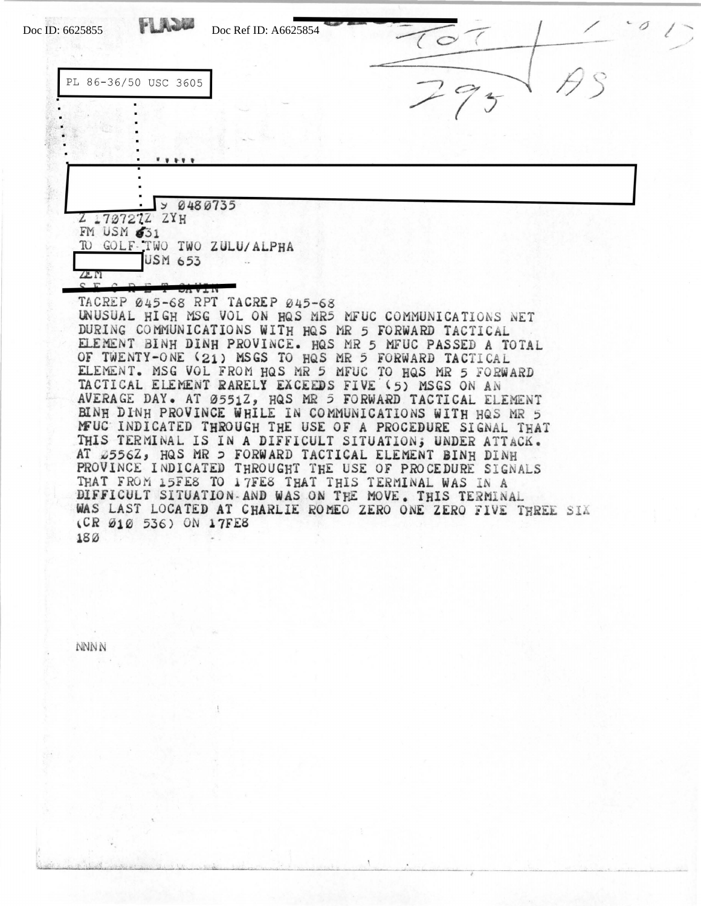Doc ID: 6625855 FLASH Doc Ref ID: A6625854

TOT 1 1 0 1
295 AS

PL 86-36/50 USC 3605

9 0480735
Z 170727Z ZYH
FM USM 631
TO GOLF TWO TWO ZULU/ALPHA
USM 653
ZEM
S E C R E T SAVIN
TACREP 045-68 RPT TACREP 045-68
UNUSUAL HIGH MSG VOL ON HQS MR5 MFUC COMMUNICATIONS NET
DURING COMMUNICATIONS WITH HQS MR 5 FORWARD TACTICAL
ELEMENT BINH DINH PROVINCE. HQS MR 5 MFUC PASSED A TOTAL
OF TWENTY-ONE (21) MSGS TO HQS MR 5 FORWARD TACTICAL
ELEMENT. MSG VOL FROM HQS MR 5 MFUC TO HQS MR 5 FORWARD
TACTICAL ELEMENT RARELY EXCEEDS FIVE (5) MSGS ON AN
AVERAGE DAY. AT 0551Z, HQS MR 5 FORWARD TACTICAL ELEMENT
BINH DINH PROVINCE WHILE IN COMMUNICATIONS WITH HQS MR 5
MFUC INDICATED THROUGH THE USE OF A PROCEDURE SIGNAL THAT
THIS TERMINAL IS IN A DIFFICULT SITUATION; UNDER ATTACK.
AT 0556Z, HQS MR 5 FORWARD TACTICAL ELEMENT BINH DINH
PROVINCE INDICATED THROUGHT THE USE OF PROCEDURE SIGNALS
THAT FROM 15FE8 TO 17FE8 THAT THIS TERMINAL WAS IN A
DIFFICULT SITUATION AND WAS ON THE MOVE. THIS TERMINAL
WAS LAST LOCATED AT CHARLIE ROMEO ZERO ONE ZERO FIVE THREE SIX
(CR 010 536) ON 17FE8
180

NNNN